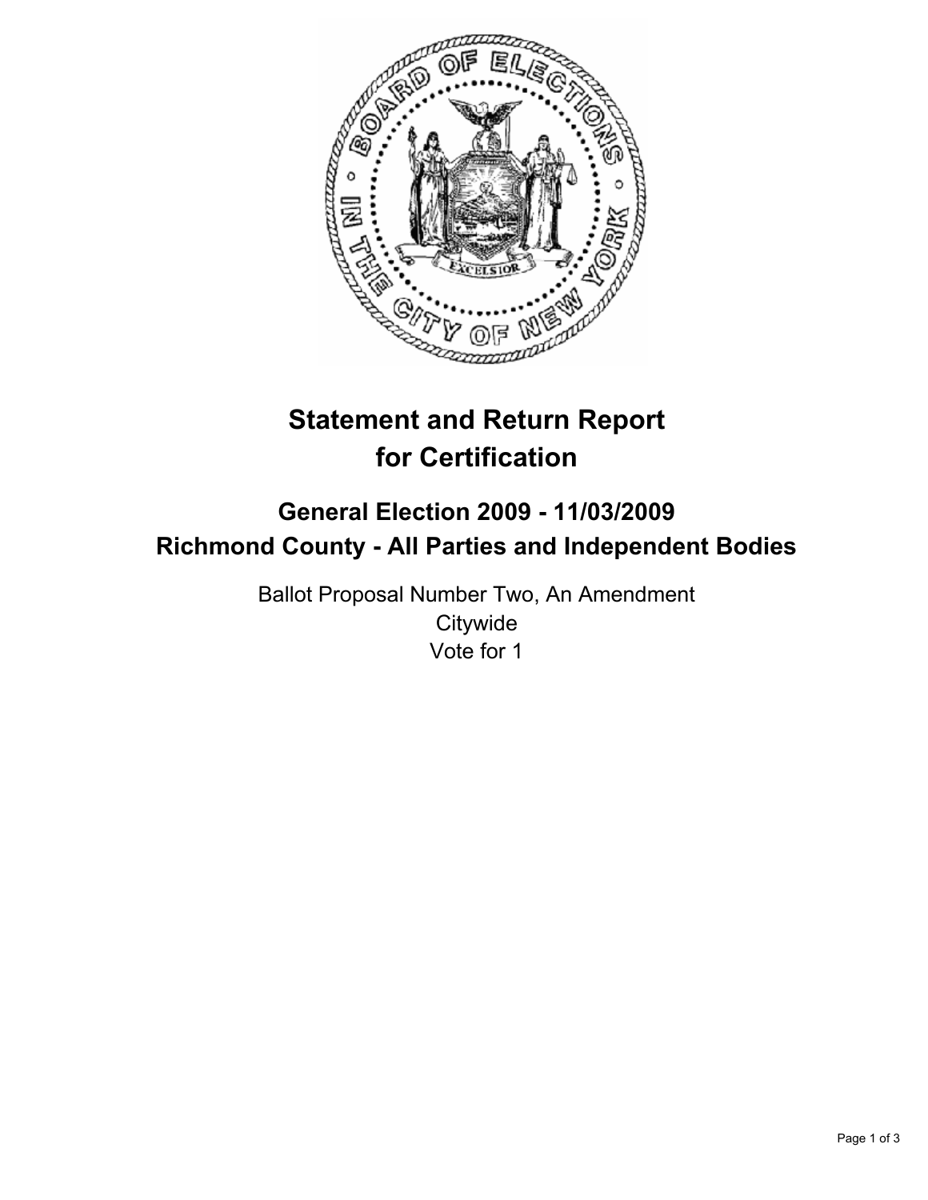# Statement and Return Report for Certification

## General Election 2009 - 11/03/2009
## Richmond County - All Parties and Independent Bodies

Ballot Proposal Number Two, An Amendment
Citywide
Vote for 1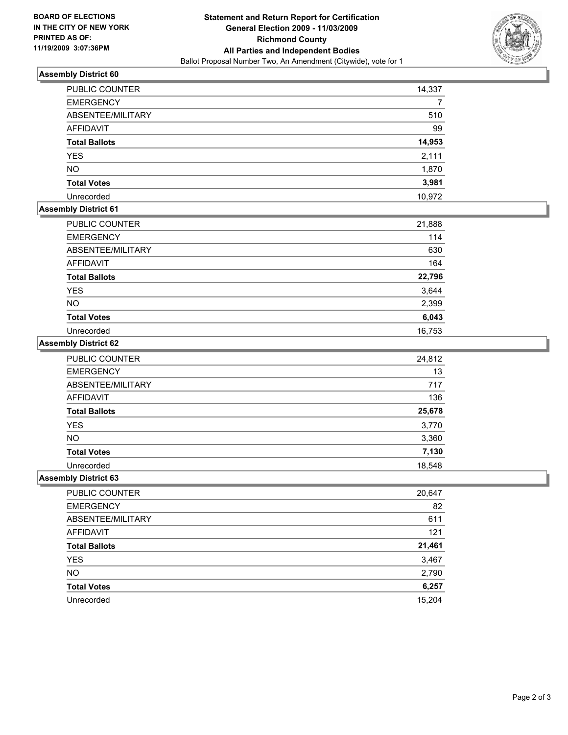**BOARD OF ELECTIONS IN THE CITY OF NEW YORK PRINTED AS OF: 11/19/2009 3:07:36PM**

# Statement and Return Report for Certification
## General Election 2009 - 11/03/2009
## Richmond County
## All Parties and Independent Bodies
Ballot Proposal Number Two, An Amendment (Citywide), vote for 1

### Assembly District 60

| | |
|---|---|
| PUBLIC COUNTER | 14,337 |
| EMERGENCY | 7 |
| ABSENTEE/MILITARY | 510 |
| AFFIDAVIT | 99 |
| **Total Ballots** | **14,953** |
| YES | 2,111 |
| NO | 1,870 |
| **Total Votes** | **3,981** |
| Unrecorded | 10,972 |

### Assembly District 61

| | |
|---|---|
| PUBLIC COUNTER | 21,888 |
| EMERGENCY | 114 |
| ABSENTEE/MILITARY | 630 |
| AFFIDAVIT | 164 |
| **Total Ballots** | **22,796** |
| YES | 3,644 |
| NO | 2,399 |
| **Total Votes** | **6,043** |
| Unrecorded | 16,753 |

### Assembly District 62

| | |
|---|---|
| PUBLIC COUNTER | 24,812 |
| EMERGENCY | 13 |
| ABSENTEE/MILITARY | 717 |
| AFFIDAVIT | 136 |
| **Total Ballots** | **25,678** |
| YES | 3,770 |
| NO | 3,360 |
| **Total Votes** | **7,130** |
| Unrecorded | 18,548 |

### Assembly District 63

| | |
|---|---|
| PUBLIC COUNTER | 20,647 |
| EMERGENCY | 82 |
| ABSENTEE/MILITARY | 611 |
| AFFIDAVIT | 121 |
| **Total Ballots** | **21,461** |
| YES | 3,467 |
| NO | 2,790 |
| **Total Votes** | **6,257** |
| Unrecorded | 15,204 |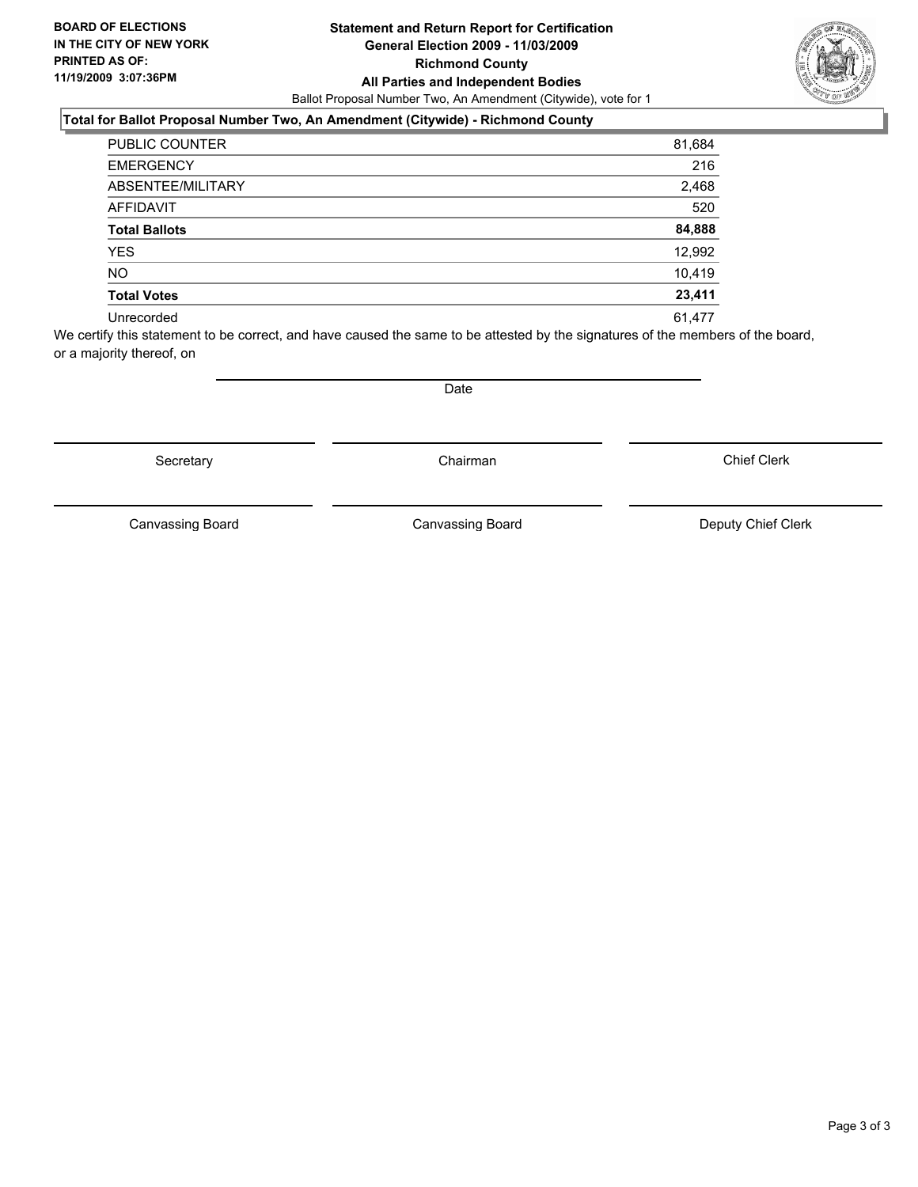**BOARD OF ELECTIONS IN THE CITY OF NEW YORK PRINTED AS OF: 11/19/2009 3:07:36PM**

# Statement and Return Report for Certification
## General Election 2009 - 11/03/2009
## Richmond County
## All Parties and Independent Bodies

Ballot Proposal Number Two, An Amendment (Citywide), vote for 1

### Total for Ballot Proposal Number Two, An Amendment (Citywide) - Richmond County

| | |
|---|---|
| PUBLIC COUNTER | 81,684 |
| EMERGENCY | 216 |
| ABSENTEE/MILITARY | 2,468 |
| AFFIDAVIT | 520 |
| **Total Ballots** | **84,888** |
| YES | 12,992 |
| NO | 10,419 |
| **Total Votes** | **23,411** |
| Unrecorded | 61,477 |

We certify this statement to be correct, and have caused the same to be attested by the signatures of the members of the board, or a majority thereof, on

Date

Secretary

Chairman

Chief Clerk

Canvassing Board

Canvassing Board

Deputy Chief Clerk